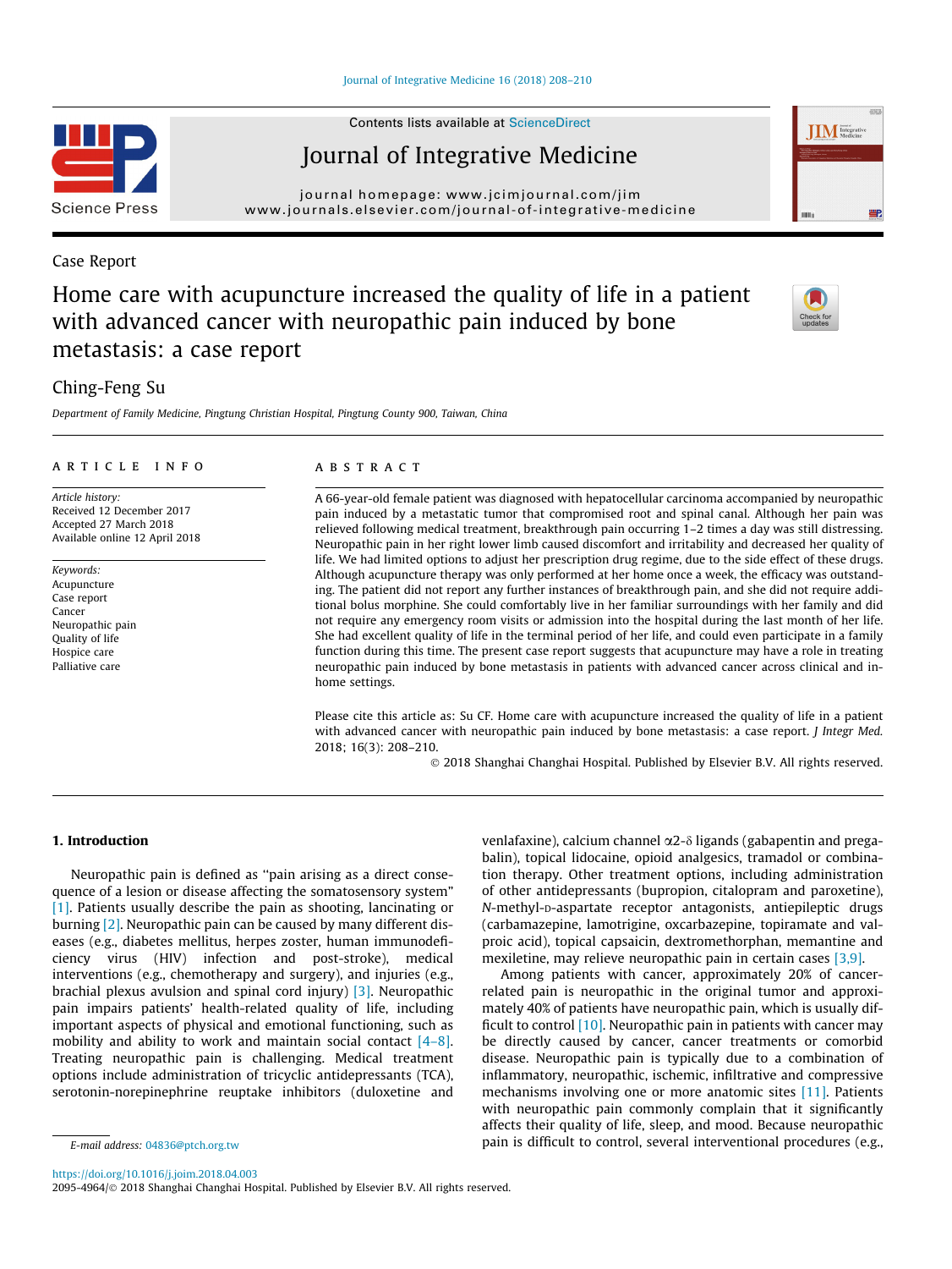Case Report

# Home care with acupuncture increased the quality of life in a patient with advanced cancer with neuropathic pain induced by bone metastasis: a case report

Ching-Feng Su

*Department of Family Medicine, Pingtung Christian Hospital, Pingtung County 900, Taiwan, China*

## ARTICLE INFO

*Article history:*
Received 12 December 2017
Accepted 27 March 2018
Available online 12 April 2018

*Keywords:*
Acupuncture
Case report
Cancer
Neuropathic pain
Quality of life
Hospice care
Palliative care

## ABSTRACT

A 66-year-old female patient was diagnosed with hepatocellular carcinoma accompanied by neuropathic pain induced by a metastatic tumor that compromised root and spinal canal. Although her pain was relieved following medical treatment, breakthrough pain occurring 1–2 times a day was still distressing. Neuropathic pain in her right lower limb caused discomfort and irritability and decreased her quality of life. We had limited options to adjust her prescription drug regime, due to the side effect of these drugs. Although acupuncture therapy was only performed at her home once a week, the efficacy was outstanding. The patient did not report any further instances of breakthrough pain, and she did not require additional bolus morphine. She could comfortably live in her familiar surroundings with her family and did not require any emergency room visits or admission into the hospital during the last month of her life. She had excellent quality of life in the terminal period of her life, and could even participate in a family function during this time. The present case report suggests that acupuncture may have a role in treating neuropathic pain induced by bone metastasis in patients with advanced cancer across clinical and in-home settings.

Please cite this article as: Su CF. Home care with acupuncture increased the quality of life in a patient with advanced cancer with neuropathic pain induced by bone metastasis: a case report. *J Integr Med.* 2018; 16(3): 208–210.

© 2018 Shanghai Changhai Hospital. Published by Elsevier B.V. All rights reserved.

## 1. Introduction

Neuropathic pain is defined as "pain arising as a direct consequence of a lesion or disease affecting the somatosensory system" [1]. Patients usually describe the pain as shooting, lancinating or burning [2]. Neuropathic pain can be caused by many different diseases (e.g., diabetes mellitus, herpes zoster, human immunodeficiency virus (HIV) infection and post-stroke), medical interventions (e.g., chemotherapy and surgery), and injuries (e.g., brachial plexus avulsion and spinal cord injury) [3]. Neuropathic pain impairs patients' health-related quality of life, including important aspects of physical and emotional functioning, such as mobility and ability to work and maintain social contact [4–8]. Treating neuropathic pain is challenging. Medical treatment options include administration of tricyclic antidepressants (TCA), serotonin-norepinephrine reuptake inhibitors (duloxetine and venlafaxine), calcium channel $\alpha2$-$\delta$ ligands (gabapentin and pregabalin), topical lidocaine, opioid analgesics, tramadol or combination therapy. Other treatment options, including administration of other antidepressants (bupropion, citalopram and paroxetine), *N*-methyl-D-aspartate receptor antagonists, antiepileptic drugs (carbamazepine, lamotrigine, oxcarbazepine, topiramate and valproic acid), topical capsaicin, dextromethorphan, memantine and mexiletine, may relieve neuropathic pain in certain cases [3,9].

Among patients with cancer, approximately 20% of cancer-related pain is neuropathic in the original tumor and approximately 40% of patients have neuropathic pain, which is usually difficult to control [10]. Neuropathic pain in patients with cancer may be directly caused by cancer, cancer treatments or comorbid disease. Neuropathic pain is typically due to a combination of inflammatory, neuropathic, ischemic, infiltrative and compressive mechanisms involving one or more anatomic sites [11]. Patients with neuropathic pain commonly complain that it significantly affects their quality of life, sleep, and mood. Because neuropathic pain is difficult to control, several interventional procedures (e.g.,

*E-mail address:* 04836@ptch.org.tw

https://doi.org/10.1016/j.joim.2018.04.003
2095-4964/© 2018 Shanghai Changhai Hospital. Published by Elsevier B.V. All rights reserved.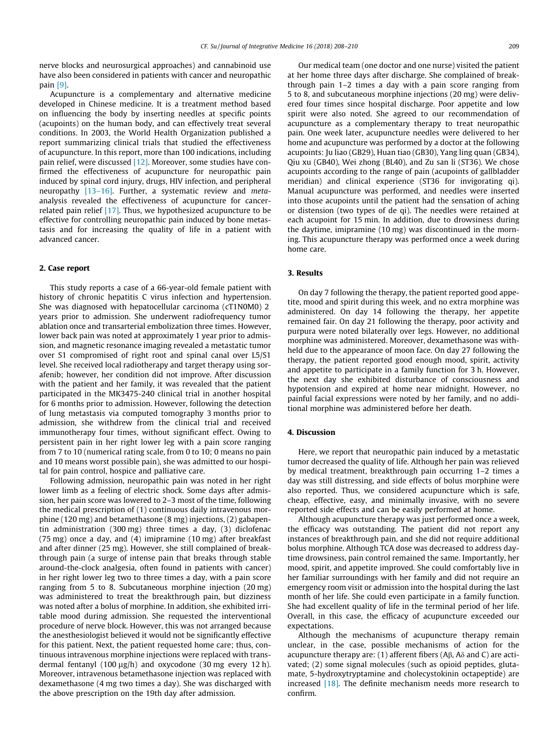nerve blocks and neurosurgical approaches) and cannabinoid use have also been considered in patients with cancer and neuropathic pain [9].

Acupuncture is a complementary and alternative medicine developed in Chinese medicine. It is a treatment method based on influencing the body by inserting needles at specific points (acupoints) on the human body, and can effectively treat several conditions. In 2003, the World Health Organization published a report summarizing clinical trials that studied the effectiveness of acupuncture. In this report, more than 100 indications, including pain relief, were discussed [12]. Moreover, some studies have confirmed the effectiveness of acupuncture for neuropathic pain induced by spinal cord injury, drugs, HIV infection, and peripheral neuropathy [13–16]. Further, a systematic review and *meta*-analysis revealed the effectiveness of acupuncture for cancer-related pain relief [17]. Thus, we hypothesized acupuncture to be effective for controlling neuropathic pain induced by bone metastasis and for increasing the quality of life in a patient with advanced cancer.

## 2. Case report

This study reports a case of a 66-year-old female patient with history of chronic hepatitis C virus infection and hypertension. She was diagnosed with hepatocellular carcinoma (cT1N0M0) 2 years prior to admission. She underwent radiofrequency tumor ablation once and transarterial embolization three times. However, lower back pain was noted at approximately 1 year prior to admission, and magnetic resonance imaging revealed a metastatic tumor over S1 compromised of right root and spinal canal over L5/S1 level. She received local radiotherapy and target therapy using sorafenib; however, her condition did not improve. After discussion with the patient and her family, it was revealed that the patient participated in the MK3475-240 clinical trial in another hospital for 6 months prior to admission. However, following the detection of lung metastasis via computed tomography 3 months prior to admission, she withdrew from the clinical trial and received immunotherapy four times, without significant effect. Owing to persistent pain in her right lower leg with a pain score ranging from 7 to 10 (numerical rating scale, from 0 to 10; 0 means no pain and 10 means worst possible pain), she was admitted to our hospital for pain control, hospice and palliative care.

Following admission, neuropathic pain was noted in her right lower limb as a feeling of electric shock. Some days after admission, her pain score was lowered to 2–3 most of the time, following the medical prescription of (1) continuous daily intravenous morphine (120 mg) and betamethasone (8 mg) injections, (2) gabapentin administration (300 mg) three times a day, (3) diclofenac (75 mg) once a day, and (4) imipramine (10 mg) after breakfast and after dinner (25 mg). However, she still complained of breakthrough pain (a surge of intense pain that breaks through stable around-the-clock analgesia, often found in patients with cancer) in her right lower leg two to three times a day, with a pain score ranging from 5 to 8. Subcutaneous morphine injection (20 mg) was administered to treat the breakthrough pain, but dizziness was noted after a bolus of morphine. In addition, she exhibited irritable mood during admission. She requested the interventional procedure of nerve block. However, this was not arranged because the anesthesiologist believed it would not be significantly effective for this patient. Next, the patient requested home care; thus, continuous intravenous morphine injections were replaced with transdermal fentanyl (100 μg/h) and oxycodone (30 mg every 12 h). Moreover, intravenous betamethasone injection was replaced with dexamethasone (4 mg two times a day). She was discharged with the above prescription on the 19th day after admission.

Our medical team (one doctor and one nurse) visited the patient at her home three days after discharge. She complained of breakthrough pain 1–2 times a day with a pain score ranging from 5 to 8, and subcutaneous morphine injections (20 mg) were delivered four times since hospital discharge. Poor appetite and low spirit were also noted. She agreed to our recommendation of acupuncture as a complementary therapy to treat neuropathic pain. One week later, acupuncture needles were delivered to her home and acupuncture was performed by a doctor at the following acupoints: Ju liao (GB29), Huan tiao (GB30), Yang ling quan (GB34), Qiu xu (GB40), Wei zhong (BL40), and Zu san li (ST36). We chose acupoints according to the range of pain (acupoints of gallbladder meridian) and clinical experience (ST36 for invigorating qi). Manual acupuncture was performed, and needles were inserted into those acupoints until the patient had the sensation of aching or distension (two types of de qi). The needles were retained at each acupoint for 15 min. In addition, due to drowsiness during the daytime, imipramine (10 mg) was discontinued in the morning. This acupuncture therapy was performed once a week during home care.

## 3. Results

On day 7 following the therapy, the patient reported good appetite, mood and spirit during this week, and no extra morphine was administered. On day 14 following the therapy, her appetite remained fair. On day 21 following the therapy, poor activity and purpura were noted bilaterally over legs. However, no additional morphine was administered. Moreover, dexamethasone was withheld due to the appearance of moon face. On day 27 following the therapy, the patient reported good enough mood, spirit, activity and appetite to participate in a family function for 3 h. However, the next day she exhibited disturbance of consciousness and hypotension and expired at home near midnight. However, no painful facial expressions were noted by her family, and no additional morphine was administered before her death.

## 4. Discussion

Here, we report that neuropathic pain induced by a metastatic tumor decreased the quality of life. Although her pain was relieved by medical treatment, breakthrough pain occurring 1–2 times a day was still distressing, and side effects of bolus morphine were also reported. Thus, we considered acupuncture which is safe, cheap, effective, easy, and minimally invasive, with no severe reported side effects and can be easily performed at home.

Although acupuncture therapy was just performed once a week, the efficacy was outstanding. The patient did not report any instances of breakthrough pain, and she did not require additional bolus morphine. Although TCA dose was decreased to address daytime drowsiness, pain control remained the same. Importantly, her mood, spirit, and appetite improved. She could comfortably live in her familiar surroundings with her family and did not require an emergency room visit or admission into the hospital during the last month of her life. She could even participate in a family function. She had excellent quality of life in the terminal period of her life. Overall, in this case, the efficacy of acupuncture exceeded our expectations.

Although the mechanisms of acupuncture therapy remain unclear, in the case, possible mechanisms of action for the acupuncture therapy are: (1) afferent fibers (Aβ, Aδ and C) are activated; (2) some signal molecules (such as opioid peptides, glutamate, 5-hydroxytryptamine and cholecystokinin octapeptide) are increased [18]. The definite mechanism needs more research to confirm.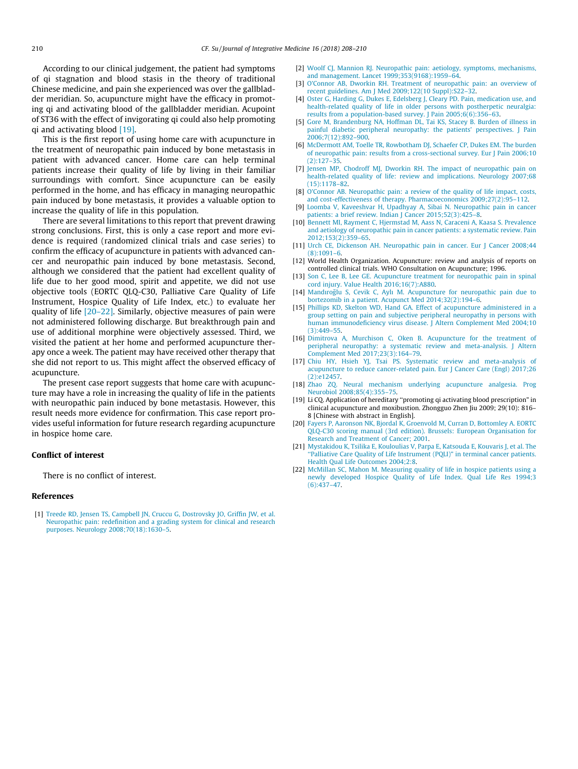According to our clinical judgement, the patient had symptoms of qi stagnation and blood stasis in the theory of traditional Chinese medicine, and pain she experienced was over the gallbladder meridian. So, acupuncture might have the efficacy in promoting qi and activating blood of the gallbladder meridian. Acupoint of ST36 with the effect of invigorating qi could also help promoting qi and activating blood [19].

This is the first report of using home care with acupuncture in the treatment of neuropathic pain induced by bone metastasis in patient with advanced cancer. Home care can help terminal patients increase their quality of life by living in their familiar surroundings with comfort. Since acupuncture can be easily performed in the home, and has efficacy in managing neuropathic pain induced by bone metastasis, it provides a valuable option to increase the quality of life in this population.

There are several limitations to this report that prevent drawing strong conclusions. First, this is only a case report and more evidence is required (randomized clinical trials and case series) to confirm the efficacy of acupuncture in patients with advanced cancer and neuropathic pain induced by bone metastasis. Second, although we considered that the patient had excellent quality of life due to her good mood, spirit and appetite, we did not use objective tools (EORTC QLQ-C30, Palliative Care Quality of Life Instrument, Hospice Quality of Life Index, etc.) to evaluate her quality of life [20–22]. Similarly, objective measures of pain were not administered following discharge. But breakthrough pain and use of additional morphine were objectively assessed. Third, we visited the patient at her home and performed acupuncture therapy once a week. The patient may have received other therapy that she did not report to us. This might affect the observed efficacy of acupuncture.

The present case report suggests that home care with acupuncture may have a role in increasing the quality of life in the patients with neuropathic pain induced by bone metastasis. However, this result needs more evidence for confirmation. This case report provides useful information for future research regarding acupuncture in hospice home care.

## Conflict of interest

There is no conflict of interest.

## References

[1] Treede RD, Jensen TS, Campbell JN, Cruccu G, Dostrovsky JO, Griffin JW, et al. Neuropathic pain: redefinition and a grading system for clinical and research purposes. Neurology 2008;70(18):1630–5.

[2] Woolf CJ, Mannion RJ. Neuropathic pain: aetiology, symptoms, mechanisms, and management. Lancet 1999;353(9168):1959–64.

[3] O'Connor AB, Dworkin RH. Treatment of neuropathic pain: an overview of recent guidelines. Am J Med 2009;122(10 Suppl):S22–32.

[4] Oster G, Harding G, Dukes E, Edelsberg J, Cleary PD. Pain, medication use, and health-related quality of life in older persons with postherpetic neuralgia: results from a population-based survey. J Pain 2005;6(6):356–63.

[5] Gore M, Brandenburg NA, Hoffman DL, Tai KS, Stacey B. Burden of illness in painful diabetic peripheral neuropathy: the patients' perspectives. J Pain 2006;7(12):892–900.

[6] McDermott AM, Toelle TR, Rowbotham DJ, Schaefer CP, Dukes EM. The burden of neuropathic pain: results from a cross-sectional survey. Eur J Pain 2006;10(2):127–35.

[7] Jensen MP, Chodroff MJ, Dworkin RH. The impact of neuropathic pain on health-related quality of life: review and implications. Neurology 2007;68(15):1178–82.

[8] O'Connor AB. Neuropathic pain: a review of the quality of life impact, costs, and cost-effectiveness of therapy. Pharmacoeconomics 2009;27(2):95–112.

[9] Loomba V, Kaveeshvar H, Upadhyay A, Sibai N. Neuropathic pain in cancer patients: a brief review. Indian J Cancer 2015;52(3):425–8.

[10] Bennett MI, Rayment C, Hjermstad M, Aass N, Caraceni A, Kaasa S. Prevalence and aetiology of neuropathic pain in cancer patients: a systematic review. Pain 2012;153(2):359–65.

[11] Urch CE, Dickenson AH. Neuropathic pain in cancer. Eur J Cancer 2008;44(8):1091–6.

[12] World Health Organization. Acupuncture: review and analysis of reports on controlled clinical trials. WHO Consultation on Acupuncture; 1996.

[13] Son C, Lee B, Lee GE. Acupuncture treatment for neuropathic pain in spinal cord injury. Value Health 2016;16(7):A880.

[14] Mandıroğlu S, Cevik C, Aylı M. Acupuncture for neuropathic pain due to bortezomib in a patient. Acupunct Med 2014;32(2):194–6.

[15] Phillips KD, Skelton WD, Hand GA. Effect of acupuncture administered in a group setting on pain and subjective peripheral neuropathy in persons with human immunodeficiency virus disease. J Altern Complement Med 2004;10(3):449–55.

[16] Dimitrova A, Murchison C, Oken B. Acupuncture for the treatment of peripheral neuropathy: a systematic review and meta-analysis. J Altern Complement Med 2017;23(3):164–79.

[17] Chiu HY, Hsieh YJ, Tsai PS. Systematic review and meta-analysis of acupuncture to reduce cancer-related pain. Eur J Cancer Care (Engl) 2017;26(2):e12457.

[18] Zhao ZQ. Neural mechanism underlying acupuncture analgesia. Prog Neurobiol 2008;85(4):355–75.

[19] Li CQ. Application of hereditary "promoting qi activating blood prescription" in clinical acupuncture and moxibustion. Zhongguo Zhen Jiu 2009; 29(10): 816–8 [Chinese with abstract in English].

[20] Fayers P, Aaronson NK, Bjordal K, Groenvold M, Curran D, Bottomley A. EORTC QLQ-C30 scoring manual (3rd edition). Brussels: European Organisation for Research and Treatment of Cancer; 2001.

[21] Mystakidou K, Tsilika E, Kouloulias V, Parpa E, Katsouda E, Kouvaris J, et al. The "Palliative Care Quality of Life Instrument (PQLI)" in terminal cancer patients. Health Qual Life Outcomes 2004;2:8.

[22] McMillan SC, Mahon M. Measuring quality of life in hospice patients using a newly developed Hospice Quality of Life Index. Qual Life Res 1994;3(6):437–47.